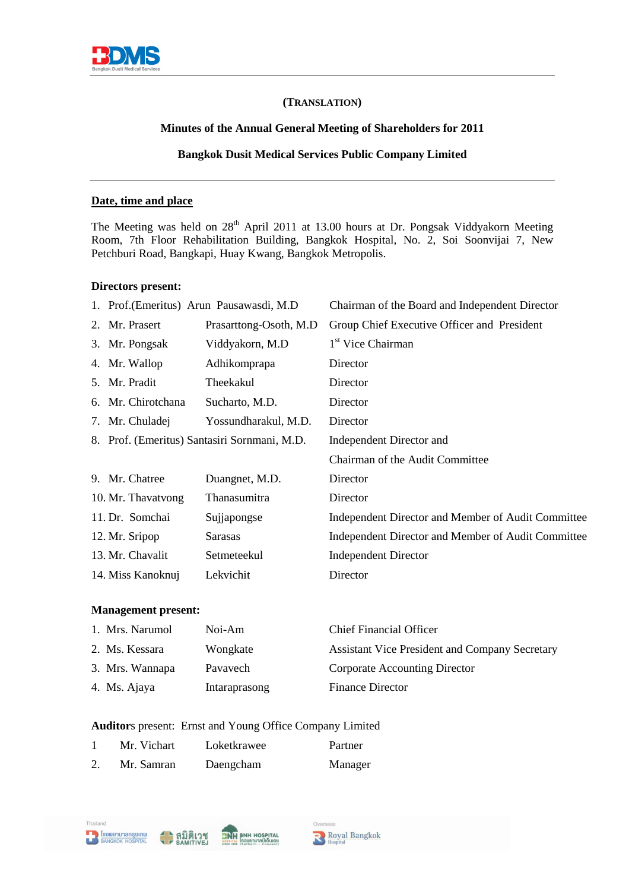(TRANSLATION)

**Minutes of the Annual General Meeting of Shareholders for 2011**

**Bangkok Dusit Medical Services Public Company Limited**

---

**Date, time and place**

The Meeting was held on 28th April 2011 at 13.00 hours at Dr. Pongsak Viddyakorn Meeting Room, 7th Floor Rehabilitation Building, Bangkok Hospital, No. 2, Soi Soonvijai 7, New Petchburi Road, Bangkapi, Huay Kwang, Bangkok Metropolis.

**Directors present:**

| | | | |
|---|---|---|---|
| 1. | Prof.(Emeritus) Arun | Pausawasdi, M.D | Chairman of the Board and Independent Director |
| 2. | Mr. Prasert | Prasarttong-Osoth, M.D | Group Chief Executive Officer and President |
| 3. | Mr. Pongsak | Viddyakorn, M.D | 1st Vice Chairman |
| 4. | Mr. Wallop | Adhikomprapa | Director |
| 5. | Mr. Pradit | Theekakul | Director |
| 6. | Mr. Chirotchana | Sucharto, M.D. | Director |
| 7. | Mr. Chuladej | Yossundharakul, M.D. | Director |
| 8. | Prof. (Emeritus) Santasiri | Sornmani, M.D. | Independent Director and Chairman of the Audit Committee |
| 9. | Mr. Chatree | Duangnet, M.D. | Director |
| 10. | Mr. Thavatvong | Thanasumitra | Director |
| 11. | Dr. Somchai | Sujjapongse | Independent Director and Member of Audit Committee |
| 12. | Mr. Sripop | Sarasas | Independent Director and Member of Audit Committee |
| 13. | Mr. Chavalit | Setmeteekul | Independent Director |
| 14. | Miss Kanoknuj | Lekvichit | Director |

**Management present:**

| | | | |
|---|---|---|---|
| 1. | Mrs. Narumol | Noi-Am | Chief Financial Officer |
| 2. | Ms. Kessara | Wongkate | Assistant Vice President and Company Secretary |
| 3. | Mrs. Wannapa | Pavavech | Corporate Accounting Director |
| 4. | Ms. Ajaya | Intaraprasong | Finance Director |

**Auditors** present: Ernst and Young Office Company Limited

| | | | |
|---|---|---|---|
| 1 | Mr. Vichart | Loketkrawee | Partner |
| 2. | Mr. Samran | Daengcham | Manager |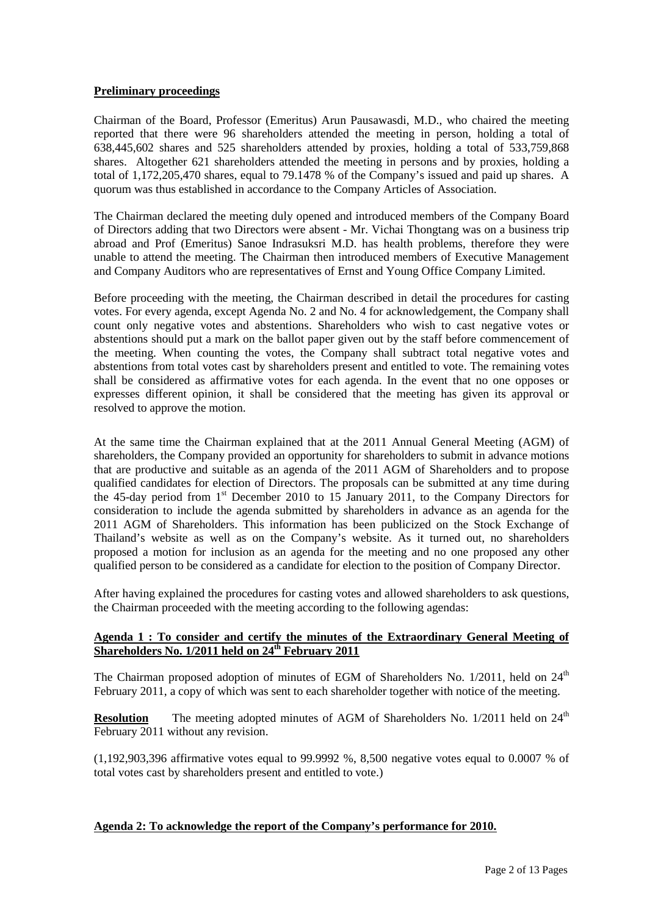**Preliminary proceedings**

Chairman of the Board, Professor (Emeritus) Arun Pausawasdi, M.D., who chaired the meeting reported that there were 96 shareholders attended the meeting in person, holding a total of 638,445,602 shares and 525 shareholders attended by proxies, holding a total of 533,759,868 shares. Altogether 621 shareholders attended the meeting in persons and by proxies, holding a total of 1,172,205,470 shares, equal to 79.1478 % of the Company's issued and paid up shares. A quorum was thus established in accordance to the Company Articles of Association.

The Chairman declared the meeting duly opened and introduced members of the Company Board of Directors adding that two Directors were absent - Mr. Vichai Thongtang was on a business trip abroad and Prof (Emeritus) Sanoe Indrasuksri M.D. has health problems, therefore they were unable to attend the meeting. The Chairman then introduced members of Executive Management and Company Auditors who are representatives of Ernst and Young Office Company Limited.

Before proceeding with the meeting, the Chairman described in detail the procedures for casting votes. For every agenda, except Agenda No. 2 and No. 4 for acknowledgement, the Company shall count only negative votes and abstentions. Shareholders who wish to cast negative votes or abstentions should put a mark on the ballot paper given out by the staff before commencement of the meeting. When counting the votes, the Company shall subtract total negative votes and abstentions from total votes cast by shareholders present and entitled to vote. The remaining votes shall be considered as affirmative votes for each agenda. In the event that no one opposes or expresses different opinion, it shall be considered that the meeting has given its approval or resolved to approve the motion.

At the same time the Chairman explained that at the 2011 Annual General Meeting (AGM) of shareholders, the Company provided an opportunity for shareholders to submit in advance motions that are productive and suitable as an agenda of the 2011 AGM of Shareholders and to propose qualified candidates for election of Directors. The proposals can be submitted at any time during the 45-day period from 1st December 2010 to 15 January 2011, to the Company Directors for consideration to include the agenda submitted by shareholders in advance as an agenda for the 2011 AGM of Shareholders. This information has been publicized on the Stock Exchange of Thailand's website as well as on the Company's website. As it turned out, no shareholders proposed a motion for inclusion as an agenda for the meeting and no one proposed any other qualified person to be considered as a candidate for election to the position of Company Director.

After having explained the procedures for casting votes and allowed shareholders to ask questions, the Chairman proceeded with the meeting according to the following agendas:

**Agenda 1 : To consider and certify the minutes of the Extraordinary General Meeting of Shareholders No. 1/2011 held on 24th February 2011**

The Chairman proposed adoption of minutes of EGM of Shareholders No. 1/2011, held on 24th February 2011, a copy of which was sent to each shareholder together with notice of the meeting.

**Resolution** The meeting adopted minutes of AGM of Shareholders No. 1/2011 held on 24th February 2011 without any revision.

(1,192,903,396 affirmative votes equal to 99.9992 %, 8,500 negative votes equal to 0.0007 % of total votes cast by shareholders present and entitled to vote.)

**Agenda 2: To acknowledge the report of the Company's performance for 2010.**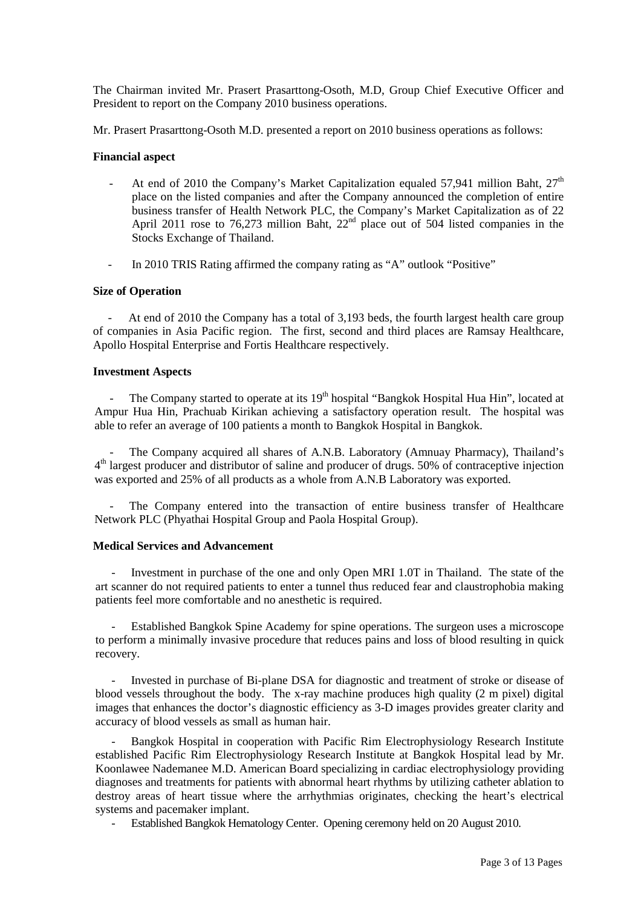The Chairman invited Mr. Prasert Prasarttong-Osoth, M.D, Group Chief Executive Officer and President to report on the Company 2010 business operations.

Mr. Prasert Prasarttong-Osoth M.D. presented a report on 2010 business operations as follows:

**Financial aspect**

- At end of 2010 the Company's Market Capitalization equaled 57,941 million Baht, 27th place on the listed companies and after the Company announced the completion of entire business transfer of Health Network PLC, the Company's Market Capitalization as of 22 April 2011 rose to 76,273 million Baht, 22nd place out of 504 listed companies in the Stocks Exchange of Thailand.
- In 2010 TRIS Rating affirmed the company rating as "A" outlook "Positive"

**Size of Operation**

- At end of 2010 the Company has a total of 3,193 beds, the fourth largest health care group of companies in Asia Pacific region. The first, second and third places are Ramsay Healthcare, Apollo Hospital Enterprise and Fortis Healthcare respectively.

**Investment Aspects**

- The Company started to operate at its 19th hospital "Bangkok Hospital Hua Hin", located at Ampur Hua Hin, Prachuab Kirikan achieving a satisfactory operation result. The hospital was able to refer an average of 100 patients a month to Bangkok Hospital in Bangkok.
- The Company acquired all shares of A.N.B. Laboratory (Amnuay Pharmacy), Thailand's 4th largest producer and distributor of saline and producer of drugs. 50% of contraceptive injection was exported and 25% of all products as a whole from A.N.B Laboratory was exported.
- The Company entered into the transaction of entire business transfer of Healthcare Network PLC (Phyathai Hospital Group and Paola Hospital Group).

**Medical Services and Advancement**

- Investment in purchase of the one and only Open MRI 1.0T in Thailand. The state of the art scanner do not required patients to enter a tunnel thus reduced fear and claustrophobia making patients feel more comfortable and no anesthetic is required.
- Established Bangkok Spine Academy for spine operations. The surgeon uses a microscope to perform a minimally invasive procedure that reduces pains and loss of blood resulting in quick recovery.
- Invested in purchase of Bi-plane DSA for diagnostic and treatment of stroke or disease of blood vessels throughout the body. The x-ray machine produces high quality (2 m pixel) digital images that enhances the doctor's diagnostic efficiency as 3-D images provides greater clarity and accuracy of blood vessels as small as human hair.
- Bangkok Hospital in cooperation with Pacific Rim Electrophysiology Research Institute established Pacific Rim Electrophysiology Research Institute at Bangkok Hospital lead by Mr. Koonlawee Nademanee M.D. American Board specializing in cardiac electrophysiology providing diagnoses and treatments for patients with abnormal heart rhythms by utilizing catheter ablation to destroy areas of heart tissue where the arrhythmias originates, checking the heart's electrical systems and pacemaker implant.
- Established Bangkok Hematology Center. Opening ceremony held on 20 August 2010.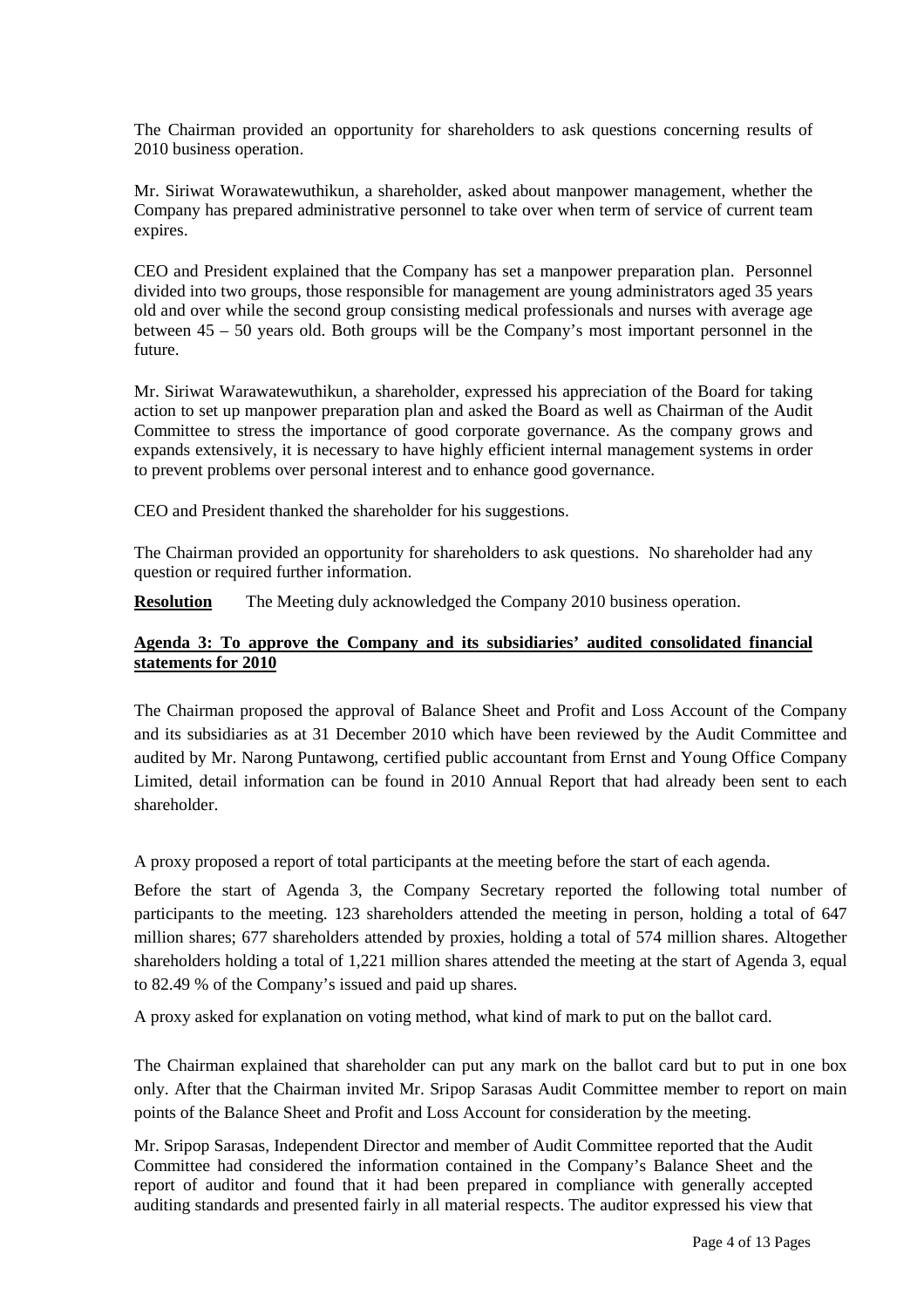The Chairman provided an opportunity for shareholders to ask questions concerning results of 2010 business operation.

Mr. Siriwat Worawatewuthikun, a shareholder, asked about manpower management, whether the Company has prepared administrative personnel to take over when term of service of current team expires.

CEO and President explained that the Company has set a manpower preparation plan. Personnel divided into two groups, those responsible for management are young administrators aged 35 years old and over while the second group consisting medical professionals and nurses with average age between 45 – 50 years old. Both groups will be the Company's most important personnel in the future.

Mr. Siriwat Warawatewuthikun, a shareholder, expressed his appreciation of the Board for taking action to set up manpower preparation plan and asked the Board as well as Chairman of the Audit Committee to stress the importance of good corporate governance. As the company grows and expands extensively, it is necessary to have highly efficient internal management systems in order to prevent problems over personal interest and to enhance good governance.

CEO and President thanked the shareholder for his suggestions.

The Chairman provided an opportunity for shareholders to ask questions. No shareholder had any question or required further information.

**Resolution** The Meeting duly acknowledged the Company 2010 business operation.

**Agenda 3: To approve the Company and its subsidiaries' audited consolidated financial statements for 2010**

The Chairman proposed the approval of Balance Sheet and Profit and Loss Account of the Company and its subsidiaries as at 31 December 2010 which have been reviewed by the Audit Committee and audited by Mr. Narong Puntawong, certified public accountant from Ernst and Young Office Company Limited, detail information can be found in 2010 Annual Report that had already been sent to each shareholder.

A proxy proposed a report of total participants at the meeting before the start of each agenda.

Before the start of Agenda 3, the Company Secretary reported the following total number of participants to the meeting. 123 shareholders attended the meeting in person, holding a total of 647 million shares; 677 shareholders attended by proxies, holding a total of 574 million shares. Altogether shareholders holding a total of 1,221 million shares attended the meeting at the start of Agenda 3, equal to 82.49 % of the Company's issued and paid up shares.

A proxy asked for explanation on voting method, what kind of mark to put on the ballot card.

The Chairman explained that shareholder can put any mark on the ballot card but to put in one box only. After that the Chairman invited Mr. Sripop Sarasas Audit Committee member to report on main points of the Balance Sheet and Profit and Loss Account for consideration by the meeting.

Mr. Sripop Sarasas, Independent Director and member of Audit Committee reported that the Audit Committee had considered the information contained in the Company's Balance Sheet and the report of auditor and found that it had been prepared in compliance with generally accepted auditing standards and presented fairly in all material respects. The auditor expressed his view that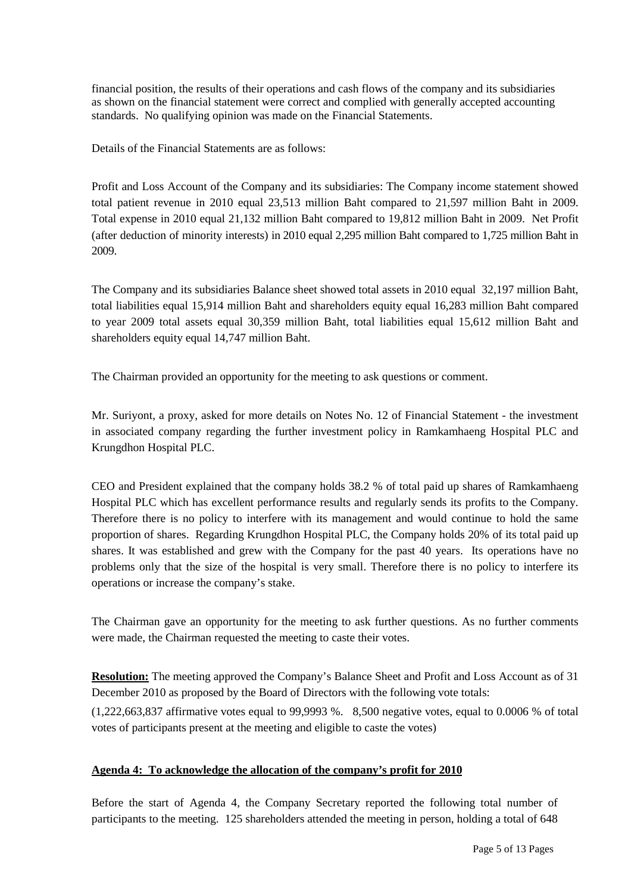financial position, the results of their operations and cash flows of the company and its subsidiaries as shown on the financial statement were correct and complied with generally accepted accounting standards. No qualifying opinion was made on the Financial Statements.

Details of the Financial Statements are as follows:

Profit and Loss Account of the Company and its subsidiaries: The Company income statement showed total patient revenue in 2010 equal 23,513 million Baht compared to 21,597 million Baht in 2009. Total expense in 2010 equal 21,132 million Baht compared to 19,812 million Baht in 2009. Net Profit (after deduction of minority interests) in 2010 equal 2,295 million Baht compared to 1,725 million Baht in 2009.

The Company and its subsidiaries Balance sheet showed total assets in 2010 equal 32,197 million Baht, total liabilities equal 15,914 million Baht and shareholders equity equal 16,283 million Baht compared to year 2009 total assets equal 30,359 million Baht, total liabilities equal 15,612 million Baht and shareholders equity equal 14,747 million Baht.

The Chairman provided an opportunity for the meeting to ask questions or comment.

Mr. Suriyont, a proxy, asked for more details on Notes No. 12 of Financial Statement - the investment in associated company regarding the further investment policy in Ramkamhaeng Hospital PLC and Krungdhon Hospital PLC.

CEO and President explained that the company holds 38.2 % of total paid up shares of Ramkamhaeng Hospital PLC which has excellent performance results and regularly sends its profits to the Company. Therefore there is no policy to interfere with its management and would continue to hold the same proportion of shares. Regarding Krungdhon Hospital PLC, the Company holds 20% of its total paid up shares. It was established and grew with the Company for the past 40 years. Its operations have no problems only that the size of the hospital is very small. Therefore there is no policy to interfere its operations or increase the company's stake.

The Chairman gave an opportunity for the meeting to ask further questions. As no further comments were made, the Chairman requested the meeting to caste their votes.

**Resolution:** The meeting approved the Company's Balance Sheet and Profit and Loss Account as of 31 December 2010 as proposed by the Board of Directors with the following vote totals:

(1,222,663,837 affirmative votes equal to 99,9993 %. 8,500 negative votes, equal to 0.0006 % of total votes of participants present at the meeting and eligible to caste the votes)

**Agenda 4: To acknowledge the allocation of the company's profit for 2010**

Before the start of Agenda 4, the Company Secretary reported the following total number of participants to the meeting. 125 shareholders attended the meeting in person, holding a total of 648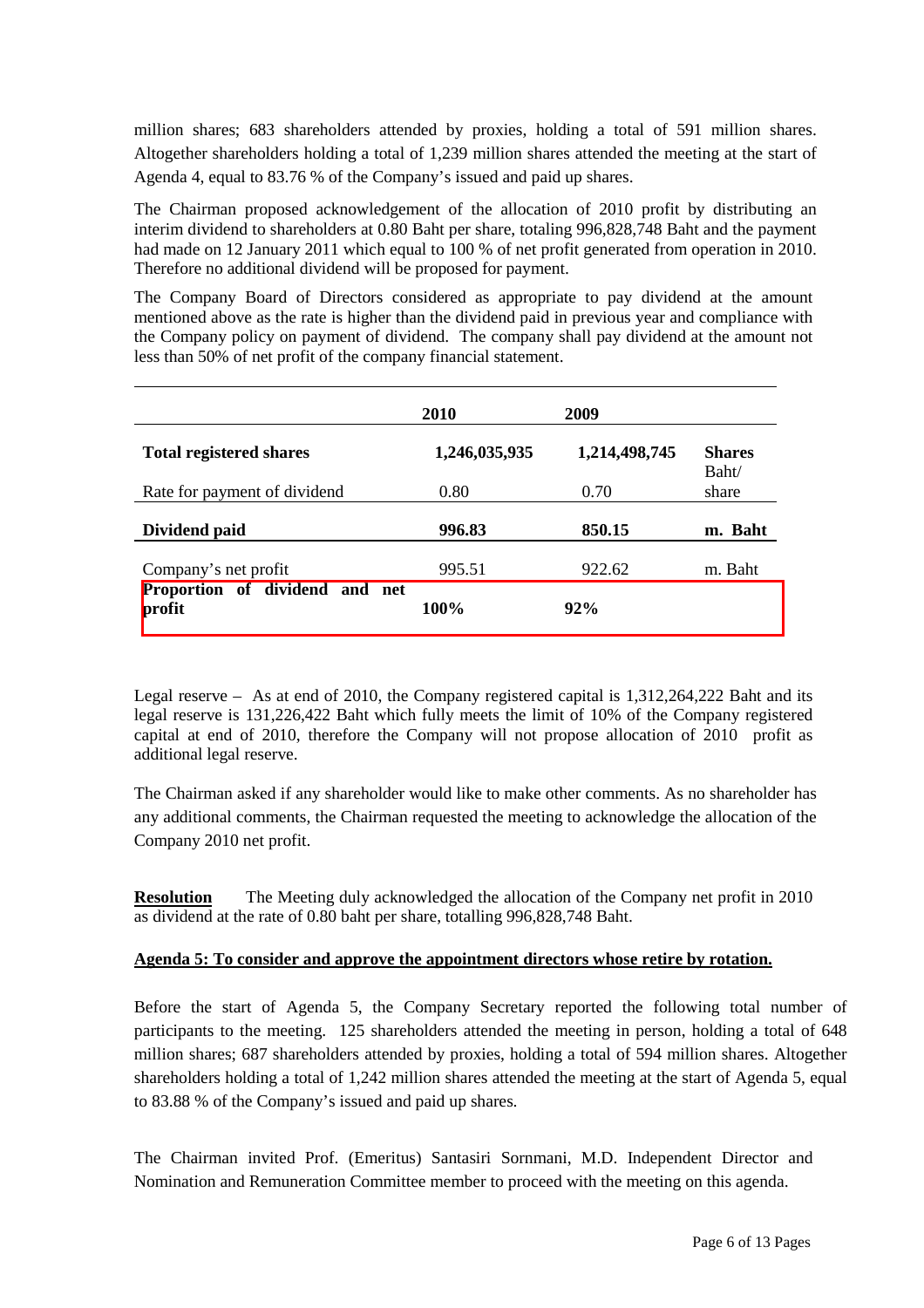million shares; 683 shareholders attended by proxies, holding a total of 591 million shares. Altogether shareholders holding a total of 1,239 million shares attended the meeting at the start of Agenda 4, equal to 83.76 % of the Company's issued and paid up shares.

The Chairman proposed acknowledgement of the allocation of 2010 profit by distributing an interim dividend to shareholders at 0.80 Baht per share, totaling 996,828,748 Baht and the payment had made on 12 January 2011 which equal to 100 % of net profit generated from operation in 2010. Therefore no additional dividend will be proposed for payment.

The Company Board of Directors considered as appropriate to pay dividend at the amount mentioned above as the rate is higher than the dividend paid in previous year and compliance with the Company policy on payment of dividend. The company shall pay dividend at the amount not less than 50% of net profit of the company financial statement.

| | 2010 | 2009 | |
|---|---|---|---|
| **Total registered shares** | 1,246,035,935 | 1,214,498,745 | **Shares** |
| Rate for payment of dividend | 0.80 | 0.70 | Baht/ share |
| **Dividend paid** | **996.83** | **850.15** | **m. Baht** |
| Company's net profit | 995.51 | 922.62 | m. Baht |
| **Proportion of dividend and net profit** | **100%** | **92%** | |

Legal reserve – As at end of 2010, the Company registered capital is 1,312,264,222 Baht and its legal reserve is 131,226,422 Baht which fully meets the limit of 10% of the Company registered capital at end of 2010, therefore the Company will not propose allocation of 2010 profit as additional legal reserve.

The Chairman asked if any shareholder would like to make other comments. As no shareholder has any additional comments, the Chairman requested the meeting to acknowledge the allocation of the Company 2010 net profit.

**Resolution** The Meeting duly acknowledged the allocation of the Company net profit in 2010 as dividend at the rate of 0.80 baht per share, totalling 996,828,748 Baht.

**Agenda 5: To consider and approve the appointment directors whose retire by rotation.**

Before the start of Agenda 5, the Company Secretary reported the following total number of participants to the meeting. 125 shareholders attended the meeting in person, holding a total of 648 million shares; 687 shareholders attended by proxies, holding a total of 594 million shares. Altogether shareholders holding a total of 1,242 million shares attended the meeting at the start of Agenda 5, equal to 83.88 % of the Company's issued and paid up shares.

The Chairman invited Prof. (Emeritus) Santasiri Sornmani, M.D. Independent Director and Nomination and Remuneration Committee member to proceed with the meeting on this agenda.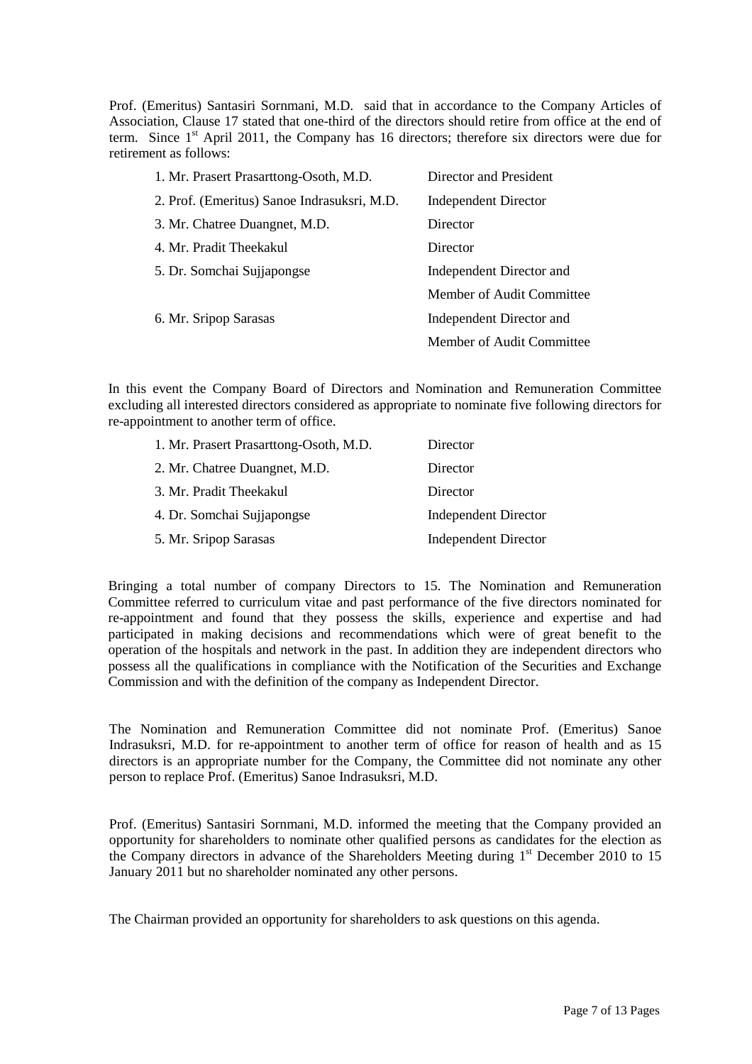Prof. (Emeritus) Santasiri Sornmani, M.D. said that in accordance to the Company Articles of Association, Clause 17 stated that one-third of the directors should retire from office at the end of term. Since 1st April 2011, the Company has 16 directors; therefore six directors were due for retirement as follows:

| | |
|---|---|
| 1. Mr. Prasert Prasarttong-Osoth, M.D. | Director and President |
| 2. Prof. (Emeritus) Sanoe Indrasuksri, M.D. | Independent Director |
| 3. Mr. Chatree Duangnet, M.D. | Director |
| 4. Mr. Pradit Theekakul | Director |
| 5. Dr. Somchai Sujjapongse | Independent Director and Member of Audit Committee |
| 6. Mr. Sripop Sarasas | Independent Director and Member of Audit Committee |

In this event the Company Board of Directors and Nomination and Remuneration Committee excluding all interested directors considered as appropriate to nominate five following directors for re-appointment to another term of office.

| | |
|---|---|
| 1. Mr. Prasert Prasarttong-Osoth, M.D. | Director |
| 2. Mr. Chatree Duangnet, M.D. | Director |
| 3. Mr. Pradit Theekakul | Director |
| 4. Dr. Somchai Sujjapongse | Independent Director |
| 5. Mr. Sripop Sarasas | Independent Director |

Bringing a total number of company Directors to 15. The Nomination and Remuneration Committee referred to curriculum vitae and past performance of the five directors nominated for re-appointment and found that they possess the skills, experience and expertise and had participated in making decisions and recommendations which were of great benefit to the operation of the hospitals and network in the past. In addition they are independent directors who possess all the qualifications in compliance with the Notification of the Securities and Exchange Commission and with the definition of the company as Independent Director.

The Nomination and Remuneration Committee did not nominate Prof. (Emeritus) Sanoe Indrasuksri, M.D. for re-appointment to another term of office for reason of health and as 15 directors is an appropriate number for the Company, the Committee did not nominate any other person to replace Prof. (Emeritus) Sanoe Indrasuksri, M.D.

Prof. (Emeritus) Santasiri Sornmani, M.D. informed the meeting that the Company provided an opportunity for shareholders to nominate other qualified persons as candidates for the election as the Company directors in advance of the Shareholders Meeting during 1st December 2010 to 15 January 2011 but no shareholder nominated any other persons.

The Chairman provided an opportunity for shareholders to ask questions on this agenda.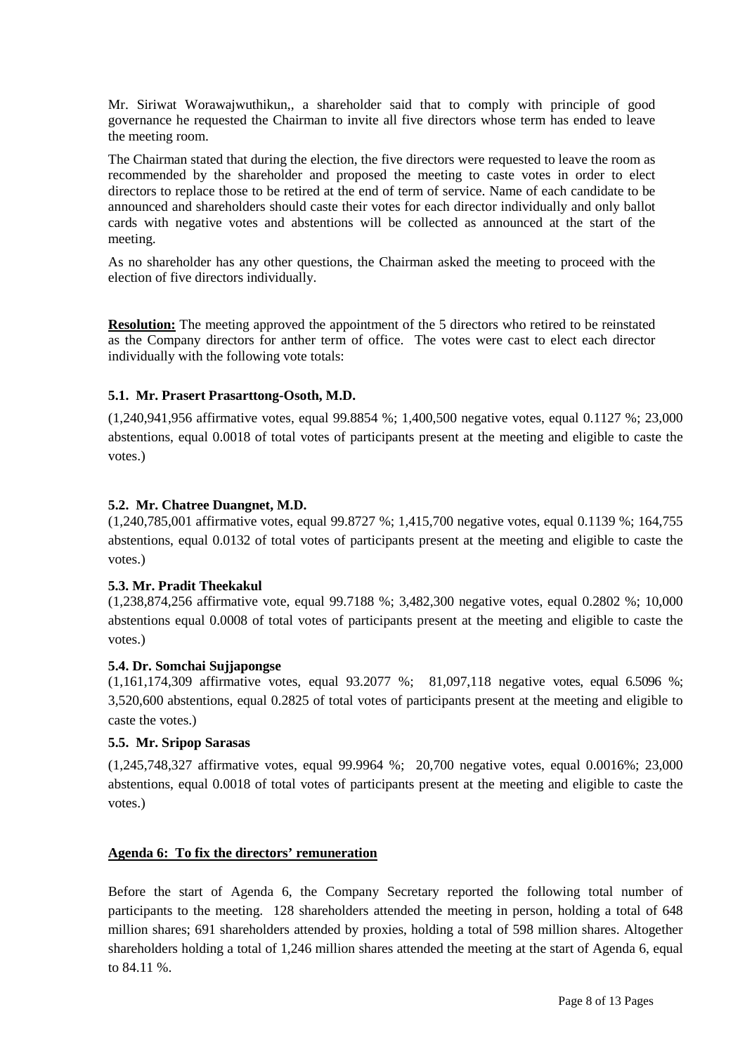Mr. Siriwat Worawajwuthikun,, a shareholder said that to comply with principle of good governance he requested the Chairman to invite all five directors whose term has ended to leave the meeting room.

The Chairman stated that during the election, the five directors were requested to leave the room as recommended by the shareholder and proposed the meeting to caste votes in order to elect directors to replace those to be retired at the end of term of service. Name of each candidate to be announced and shareholders should caste their votes for each director individually and only ballot cards with negative votes and abstentions will be collected as announced at the start of the meeting.

As no shareholder has any other questions, the Chairman asked the meeting to proceed with the election of five directors individually.

**Resolution:** The meeting approved the appointment of the 5 directors who retired to be reinstated as the Company directors for anther term of office. The votes were cast to elect each director individually with the following vote totals:

**5.1. Mr. Prasert Prasarttong-Osoth, M.D.**

(1,240,941,956 affirmative votes, equal 99.8854 %; 1,400,500 negative votes, equal 0.1127 %; 23,000 abstentions, equal 0.0018 of total votes of participants present at the meeting and eligible to caste the votes.)

**5.2. Mr. Chatree Duangnet, M.D.**

(1,240,785,001 affirmative votes, equal 99.8727 %; 1,415,700 negative votes, equal 0.1139 %; 164,755 abstentions, equal 0.0132 of total votes of participants present at the meeting and eligible to caste the votes.)

**5.3. Mr. Pradit Theekakul**

(1,238,874,256 affirmative vote, equal 99.7188 %; 3,482,300 negative votes, equal 0.2802 %; 10,000 abstentions equal 0.0008 of total votes of participants present at the meeting and eligible to caste the votes.)

**5.4. Dr. Somchai Sujjapongse**

(1,161,174,309 affirmative votes, equal 93.2077 %; 81,097,118 negative votes, equal 6.5096 %; 3,520,600 abstentions, equal 0.2825 of total votes of participants present at the meeting and eligible to caste the votes.)

**5.5. Mr. Sripop Sarasas**

(1,245,748,327 affirmative votes, equal 99.9964 %; 20,700 negative votes, equal 0.0016%; 23,000 abstentions, equal 0.0018 of total votes of participants present at the meeting and eligible to caste the votes.)

**Agenda 6: To fix the directors' remuneration**

Before the start of Agenda 6, the Company Secretary reported the following total number of participants to the meeting. 128 shareholders attended the meeting in person, holding a total of 648 million shares; 691 shareholders attended by proxies, holding a total of 598 million shares. Altogether shareholders holding a total of 1,246 million shares attended the meeting at the start of Agenda 6, equal to 84.11 %.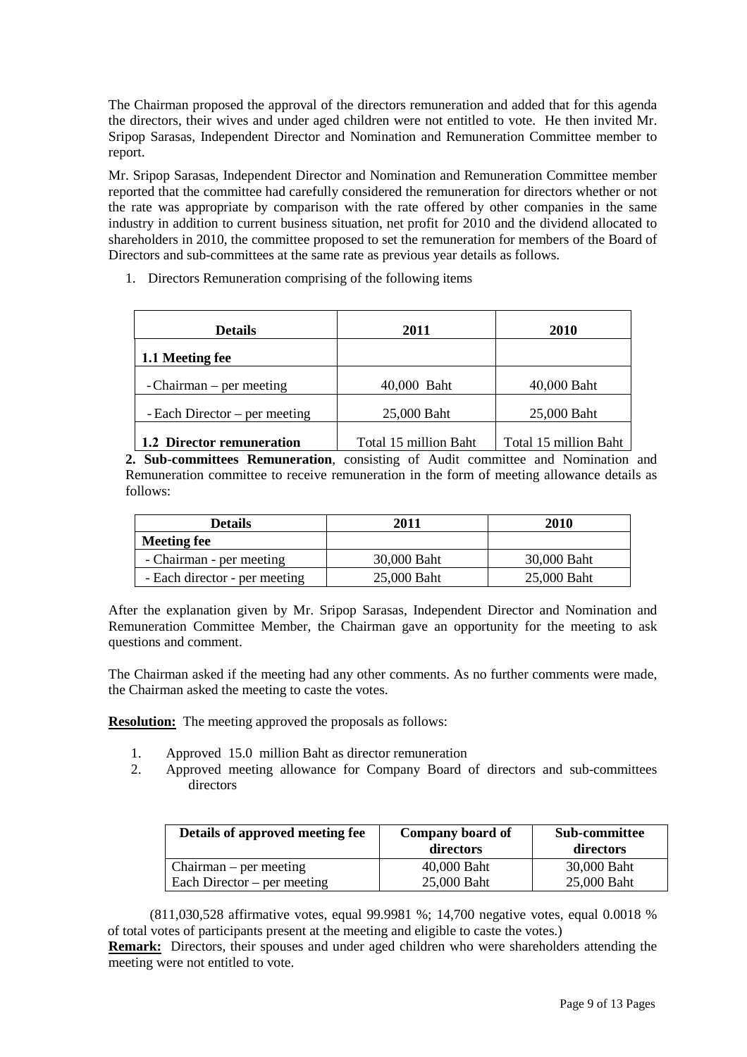The Chairman proposed the approval of the directors remuneration and added that for this agenda the directors, their wives and under aged children were not entitled to vote. He then invited Mr. Sripop Sarasas, Independent Director and Nomination and Remuneration Committee member to report.

Mr. Sripop Sarasas, Independent Director and Nomination and Remuneration Committee member reported that the committee had carefully considered the remuneration for directors whether or not the rate was appropriate by comparison with the rate offered by other companies in the same industry in addition to current business situation, net profit for 2010 and the dividend allocated to shareholders in 2010, the committee proposed to set the remuneration for members of the Board of Directors and sub-committees at the same rate as previous year details as follows.

1. Directors Remuneration comprising of the following items

| Details | 2011 | 2010 |
|---|---|---|
| **1.1 Meeting fee** | | |
| - Chairman – per meeting | 40,000 Baht | 40,000 Baht |
| - Each Director – per meeting | 25,000 Baht | 25,000 Baht |
| **1.2 Director remuneration** | Total 15 million Baht | Total 15 million Baht |

**2. Sub-committees Remuneration**, consisting of Audit committee and Nomination and Remuneration committee to receive remuneration in the form of meeting allowance details as follows:

| Details | 2011 | 2010 |
|---|---|---|
| **Meeting fee** | | |
| - Chairman - per meeting | 30,000 Baht | 30,000 Baht |
| - Each director - per meeting | 25,000 Baht | 25,000 Baht |

After the explanation given by Mr. Sripop Sarasas, Independent Director and Nomination and Remuneration Committee Member, the Chairman gave an opportunity for the meeting to ask questions and comment.

The Chairman asked if the meeting had any other comments. As no further comments were made, the Chairman asked the meeting to caste the votes.

**Resolution:** The meeting approved the proposals as follows:

1. Approved 15.0 million Baht as director remuneration
2. Approved meeting allowance for Company Board of directors and sub-committees directors

| Details of approved meeting fee | Company board of directors | Sub-committee directors |
|---|---|---|
| Chairman – per meeting | 40,000 Baht | 30,000 Baht |
| Each Director – per meeting | 25,000 Baht | 25,000 Baht |

(811,030,528 affirmative votes, equal 99.9981 %; 14,700 negative votes, equal 0.0018 % of total votes of participants present at the meeting and eligible to caste the votes.)

**Remark:** Directors, their spouses and under aged children who were shareholders attending the meeting were not entitled to vote.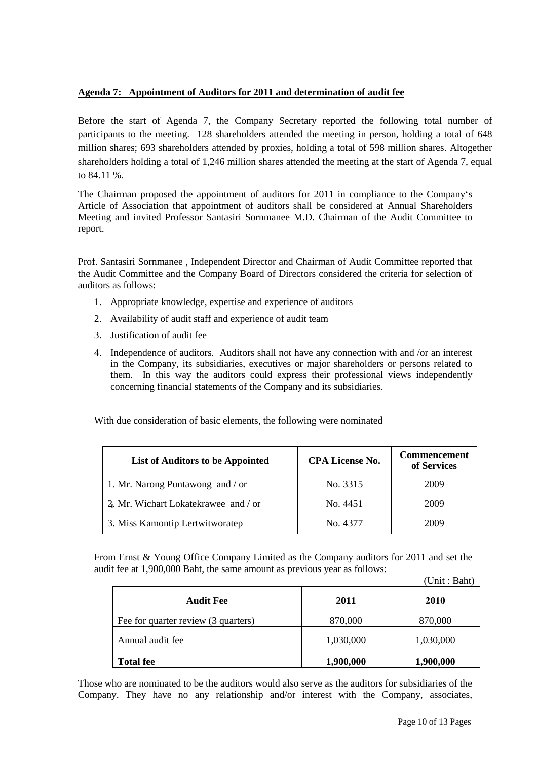**Agenda 7: Appointment of Auditors for 2011 and determination of audit fee**

Before the start of Agenda 7, the Company Secretary reported the following total number of participants to the meeting. 128 shareholders attended the meeting in person, holding a total of 648 million shares; 693 shareholders attended by proxies, holding a total of 598 million shares. Altogether shareholders holding a total of 1,246 million shares attended the meeting at the start of Agenda 7, equal to 84.11 %.

The Chairman proposed the appointment of auditors for 2011 in compliance to the Company's Article of Association that appointment of auditors shall be considered at Annual Shareholders Meeting and invited Professor Santasiri Sornmanee M.D. Chairman of the Audit Committee to report.

Prof. Santasiri Sornmanee , Independent Director and Chairman of Audit Committee reported that the Audit Committee and the Company Board of Directors considered the criteria for selection of auditors as follows:

1. Appropriate knowledge, expertise and experience of auditors
2. Availability of audit staff and experience of audit team
3. Justification of audit fee
4. Independence of auditors. Auditors shall not have any connection with and /or an interest in the Company, its subsidiaries, executives or major shareholders or persons related to them. In this way the auditors could express their professional views independently concerning financial statements of the Company and its subsidiaries.

With due consideration of basic elements, the following were nominated

| List of Auditors to be Appointed | CPA License No. | Commencement of Services |
|---|---|---|
| 1. Mr. Narong Puntawong and / or | No. 3315 | 2009 |
| 2. Mr. Wichart Lokatekrawee and / or | No. 4451 | 2009 |
| 3. Miss Kamontip Lertwitworatep | No. 4377 | 2009 |

From Ernst & Young Office Company Limited as the Company auditors for 2011 and set the audit fee at 1,900,000 Baht, the same amount as previous year as follows:

(Unit : Baht)

| Audit Fee | 2011 | 2010 |
|---|---|---|
| Fee for quarter review (3 quarters) | 870,000 | 870,000 |
| Annual audit fee | 1,030,000 | 1,030,000 |
| **Total fee** | **1,900,000** | **1,900,000** |

Those who are nominated to be the auditors would also serve as the auditors for subsidiaries of the Company. They have no any relationship and/or interest with the Company, associates,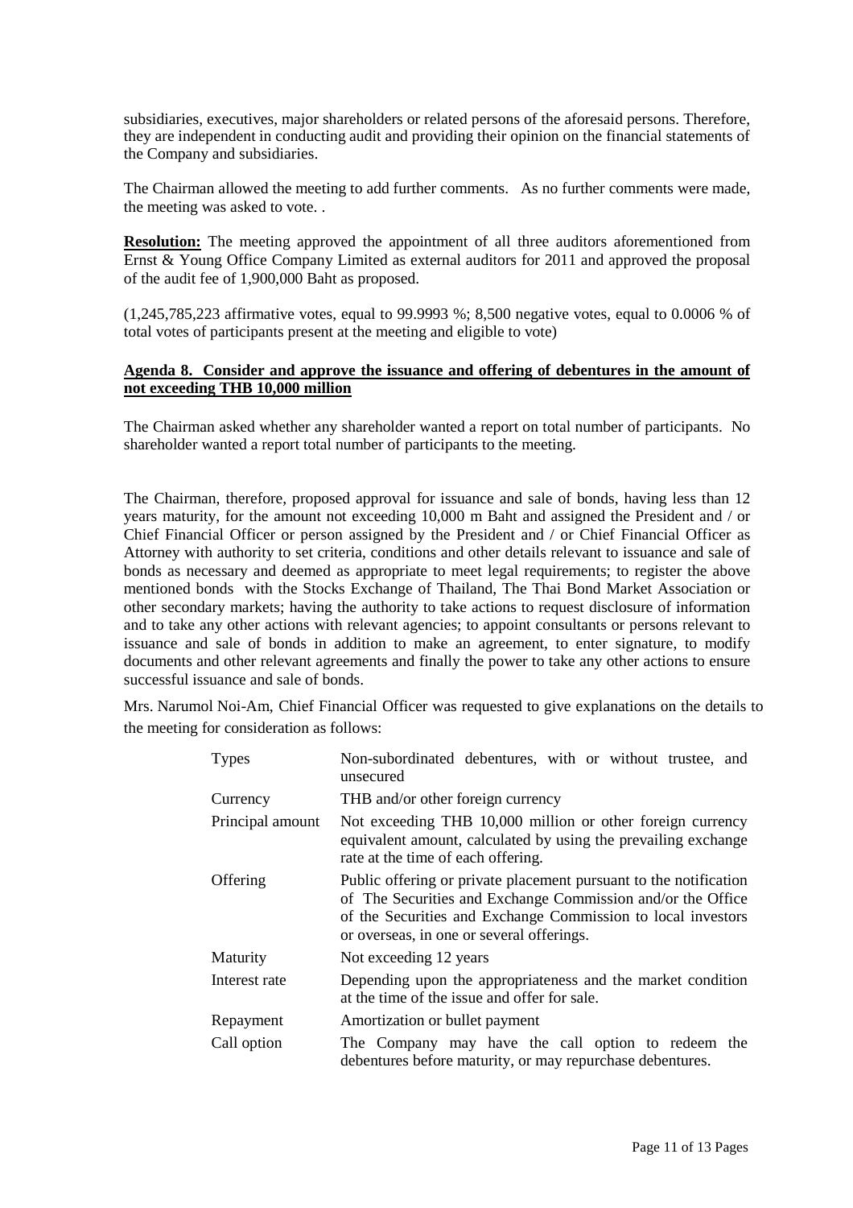subsidiaries, executives, major shareholders or related persons of the aforesaid persons. Therefore, they are independent in conducting audit and providing their opinion on the financial statements of the Company and subsidiaries.

The Chairman allowed the meeting to add further comments. As no further comments were made, the meeting was asked to vote. .

**Resolution:** The meeting approved the appointment of all three auditors aforementioned from Ernst & Young Office Company Limited as external auditors for 2011 and approved the proposal of the audit fee of 1,900,000 Baht as proposed.

(1,245,785,223 affirmative votes, equal to 99.9993 %; 8,500 negative votes, equal to 0.0006 % of total votes of participants present at the meeting and eligible to vote)

**Agenda 8. Consider and approve the issuance and offering of debentures in the amount of not exceeding THB 10,000 million**

The Chairman asked whether any shareholder wanted a report on total number of participants. No shareholder wanted a report total number of participants to the meeting.

The Chairman, therefore, proposed approval for issuance and sale of bonds, having less than 12 years maturity, for the amount not exceeding 10,000 m Baht and assigned the President and / or Chief Financial Officer or person assigned by the President and / or Chief Financial Officer as Attorney with authority to set criteria, conditions and other details relevant to issuance and sale of bonds as necessary and deemed as appropriate to meet legal requirements; to register the above mentioned bonds with the Stocks Exchange of Thailand, The Thai Bond Market Association or other secondary markets; having the authority to take actions to request disclosure of information and to take any other actions with relevant agencies; to appoint consultants or persons relevant to issuance and sale of bonds in addition to make an agreement, to enter signature, to modify documents and other relevant agreements and finally the power to take any other actions to ensure successful issuance and sale of bonds.

Mrs. Narumol Noi-Am, Chief Financial Officer was requested to give explanations on the details to the meeting for consideration as follows:

| | |
|---|---|
| Types | Non-subordinated debentures, with or without trustee, and unsecured |
| Currency | THB and/or other foreign currency |
| Principal amount | Not exceeding THB 10,000 million or other foreign currency equivalent amount, calculated by using the prevailing exchange rate at the time of each offering. |
| Offering | Public offering or private placement pursuant to the notification of The Securities and Exchange Commission and/or the Office of the Securities and Exchange Commission to local investors or overseas, in one or several offerings. |
| Maturity | Not exceeding 12 years |
| Interest rate | Depending upon the appropriateness and the market condition at the time of the issue and offer for sale. |
| Repayment | Amortization or bullet payment |
| Call option | The Company may have the call option to redeem the debentures before maturity, or may repurchase debentures. |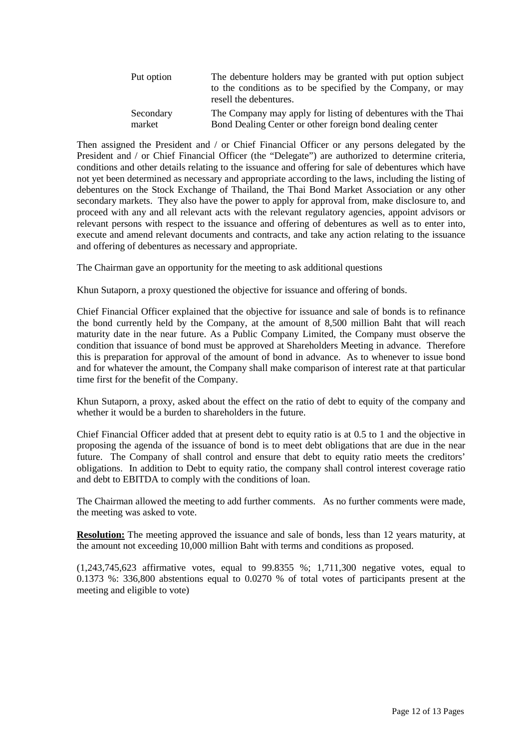| | |
|---|---|
| Put option | The debenture holders may be granted with put option subject to the conditions as to be specified by the Company, or may resell the debentures. |
| Secondary market | The Company may apply for listing of debentures with the Thai Bond Dealing Center or other foreign bond dealing center |

Then assigned the President and / or Chief Financial Officer or any persons delegated by the President and / or Chief Financial Officer (the "Delegate") are authorized to determine criteria, conditions and other details relating to the issuance and offering for sale of debentures which have not yet been determined as necessary and appropriate according to the laws, including the listing of debentures on the Stock Exchange of Thailand, the Thai Bond Market Association or any other secondary markets. They also have the power to apply for approval from, make disclosure to, and proceed with any and all relevant acts with the relevant regulatory agencies, appoint advisors or relevant persons with respect to the issuance and offering of debentures as well as to enter into, execute and amend relevant documents and contracts, and take any action relating to the issuance and offering of debentures as necessary and appropriate.

The Chairman gave an opportunity for the meeting to ask additional questions

Khun Sutaporn, a proxy questioned the objective for issuance and offering of bonds.

Chief Financial Officer explained that the objective for issuance and sale of bonds is to refinance the bond currently held by the Company, at the amount of 8,500 million Baht that will reach maturity date in the near future. As a Public Company Limited, the Company must observe the condition that issuance of bond must be approved at Shareholders Meeting in advance. Therefore this is preparation for approval of the amount of bond in advance. As to whenever to issue bond and for whatever the amount, the Company shall make comparison of interest rate at that particular time first for the benefit of the Company.

Khun Sutaporn, a proxy, asked about the effect on the ratio of debt to equity of the company and whether it would be a burden to shareholders in the future.

Chief Financial Officer added that at present debt to equity ratio is at 0.5 to 1 and the objective in proposing the agenda of the issuance of bond is to meet debt obligations that are due in the near future. The Company of shall control and ensure that debt to equity ratio meets the creditors' obligations. In addition to Debt to equity ratio, the company shall control interest coverage ratio and debt to EBITDA to comply with the conditions of loan.

The Chairman allowed the meeting to add further comments. As no further comments were made, the meeting was asked to vote.

**Resolution:** The meeting approved the issuance and sale of bonds, less than 12 years maturity, at the amount not exceeding 10,000 million Baht with terms and conditions as proposed.

(1,243,745,623 affirmative votes, equal to 99.8355 %; 1,711,300 negative votes, equal to 0.1373 %: 336,800 abstentions equal to 0.0270 % of total votes of participants present at the meeting and eligible to vote)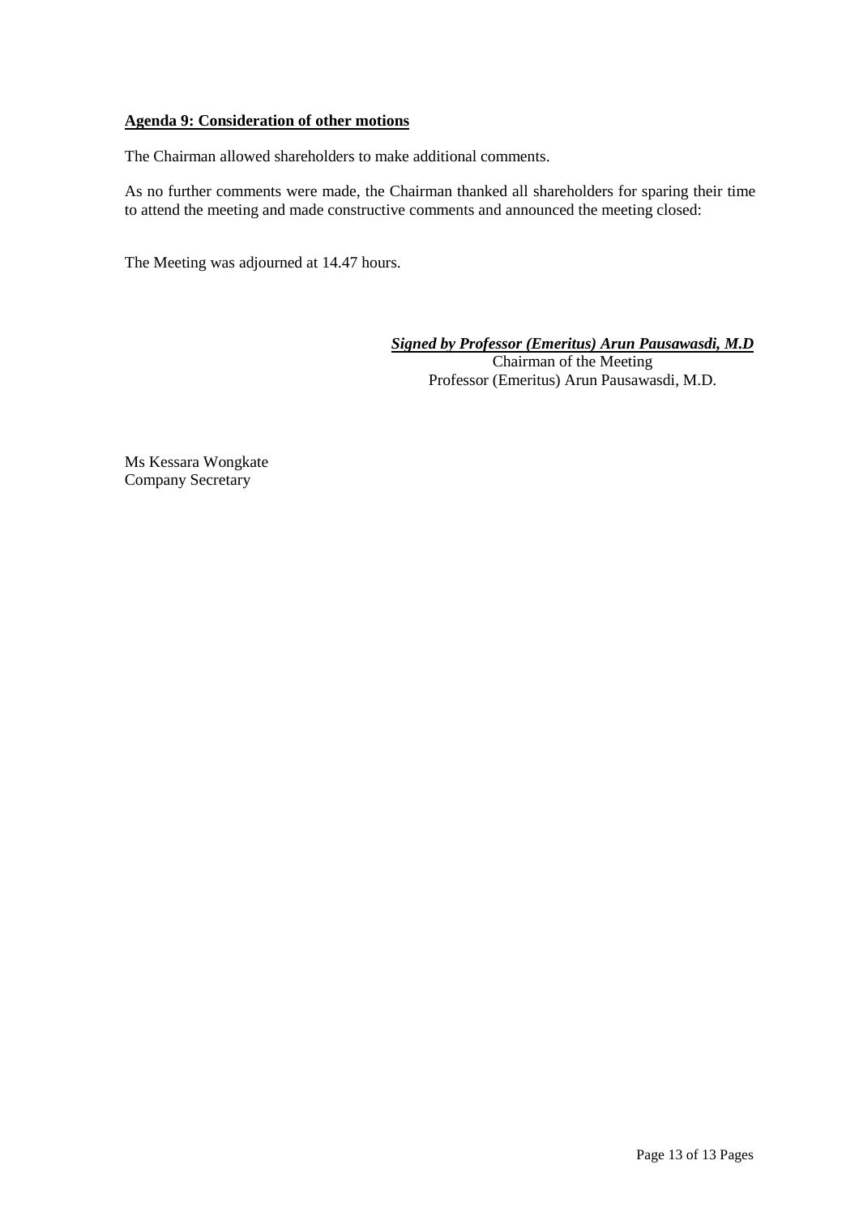**Agenda 9: Consideration of other motions**

The Chairman allowed shareholders to make additional comments.

As no further comments were made, the Chairman thanked all shareholders for sparing their time to attend the meeting and made constructive comments and announced the meeting closed:

The Meeting was adjourned at 14.47 hours.

***Signed by Professor (Emeritus) Arun Pausawasdi, M.D***
Chairman of the Meeting
Professor (Emeritus) Arun Pausawasdi, M.D.

Ms Kessara Wongkate
Company Secretary